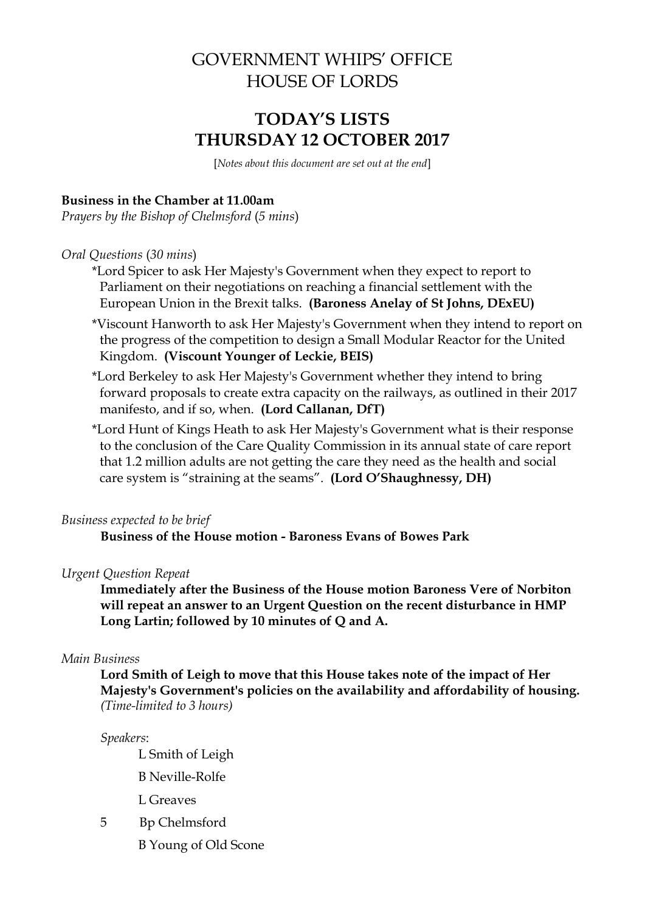# GOVERNMENT WHIPS' OFFICE
# HOUSE OF LORDS

## TODAY'S LISTS
## THURSDAY 12 OCTOBER 2017

[*Notes about this document are set out at the end*]

**Business in the Chamber at 11.00am**
*Prayers by the Bishop of Chelmsford* (*5 mins*)

*Oral Questions* (*30 mins*)

*Lord Spicer to ask Her Majesty's Government when they expect to report to Parliament on their negotiations on reaching a financial settlement with the European Union in the Brexit talks. **(Baroness Anelay of St Johns, DExEU)**

*Viscount Hanworth to ask Her Majesty's Government when they intend to report on the progress of the competition to design a Small Modular Reactor for the United Kingdom. **(Viscount Younger of Leckie, BEIS)**

*Lord Berkeley to ask Her Majesty's Government whether they intend to bring forward proposals to create extra capacity on the railways, as outlined in their 2017 manifesto, and if so, when. **(Lord Callanan, DfT)**

*Lord Hunt of Kings Heath to ask Her Majesty's Government what is their response to the conclusion of the Care Quality Commission in its annual state of care report that 1.2 million adults are not getting the care they need as the health and social care system is "straining at the seams". **(Lord O'Shaughnessy, DH)**

*Business expected to be brief*

**Business of the House motion - Baroness Evans of Bowes Park**

*Urgent Question Repeat*

**Immediately after the Business of the House motion Baroness Vere of Norbiton will repeat an answer to an Urgent Question on the recent disturbance in HMP Long Lartin; followed by 10 minutes of Q and A.**

*Main Business*

**Lord Smith of Leigh to move that this House takes note of the impact of Her Majesty's Government's policies on the availability and affordability of housing.** *(Time-limited to 3 hours)*

*Speakers*:

L Smith of Leigh

B Neville-Rolfe

L Greaves

5 Bp Chelmsford

B Young of Old Scone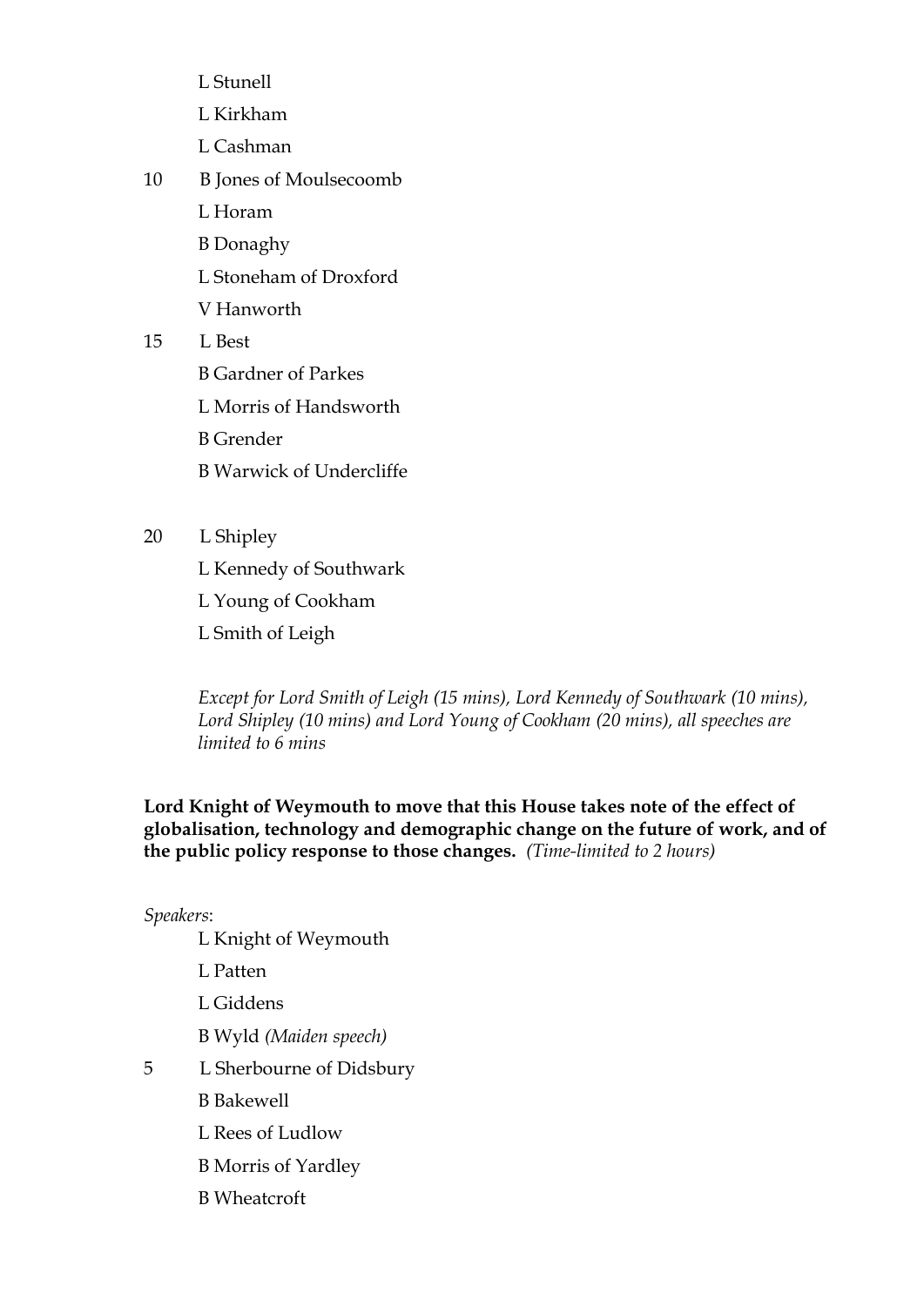L Stunell

L Kirkham

L Cashman

10 B Jones of Moulsecoomb

L Horam

B Donaghy

L Stoneham of Droxford

V Hanworth

15 L Best

B Gardner of Parkes

L Morris of Handsworth

B Grender

B Warwick of Undercliffe

20 L Shipley

L Kennedy of Southwark

L Young of Cookham

L Smith of Leigh

*Except for Lord Smith of Leigh (15 mins), Lord Kennedy of Southwark (10 mins), Lord Shipley (10 mins) and Lord Young of Cookham (20 mins), all speeches are limited to 6 mins*

**Lord Knight of Weymouth to move that this House takes note of the effect of globalisation, technology and demographic change on the future of work, and of the public policy response to those changes.** *(Time-limited to 2 hours)*

*Speakers*:

L Knight of Weymouth

L Patten

L Giddens

B Wyld *(Maiden speech)*

5 L Sherbourne of Didsbury

B Bakewell

L Rees of Ludlow

B Morris of Yardley

B Wheatcroft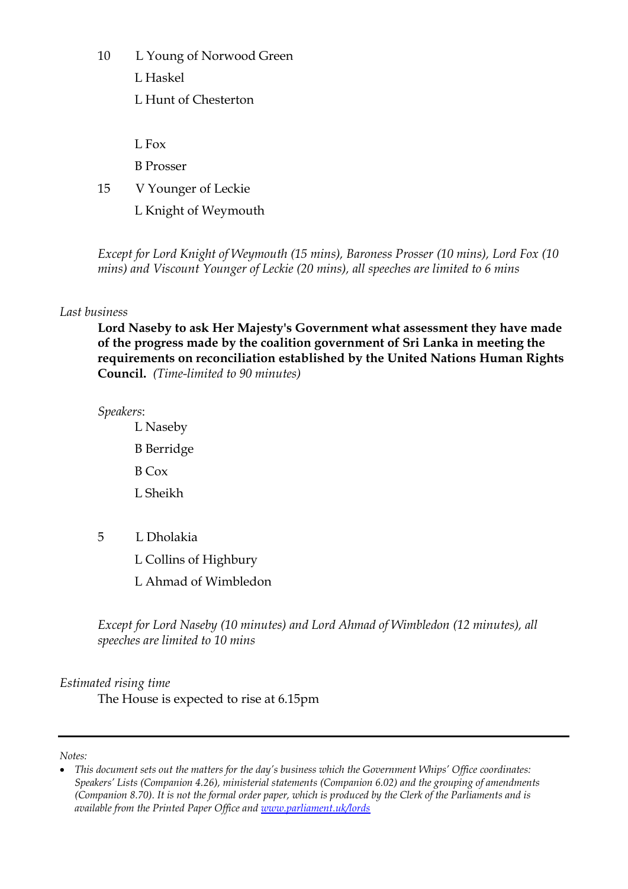10 L Young of Norwood Green

L Haskel

L Hunt of Chesterton

L Fox

B Prosser

15 V Younger of Leckie

L Knight of Weymouth

*Except for Lord Knight of Weymouth (15 mins), Baroness Prosser (10 mins), Lord Fox (10 mins) and Viscount Younger of Leckie (20 mins), all speeches are limited to 6 mins*

*Last business*

**Lord Naseby to ask Her Majesty's Government what assessment they have made of the progress made by the coalition government of Sri Lanka in meeting the requirements on reconciliation established by the United Nations Human Rights Council.** *(Time-limited to 90 minutes)*

*Speakers*:

L Naseby

B Berridge

B Cox

L Sheikh

5 L Dholakia

L Collins of Highbury

L Ahmad of Wimbledon

*Except for Lord Naseby (10 minutes) and Lord Ahmad of Wimbledon (12 minutes), all speeches are limited to 10 mins*

*Estimated rising time*

The House is expected to rise at 6.15pm

---

*Notes:*

- *This document sets out the matters for the day's business which the Government Whips' Office coordinates: Speakers' Lists (Companion 4.26), ministerial statements (Companion 6.02) and the grouping of amendments (Companion 8.70). It is not the formal order paper, which is produced by the Clerk of the Parliaments and is available from the Printed Paper Office and [www.parliament.uk/lords](www.parliament.uk/lords)*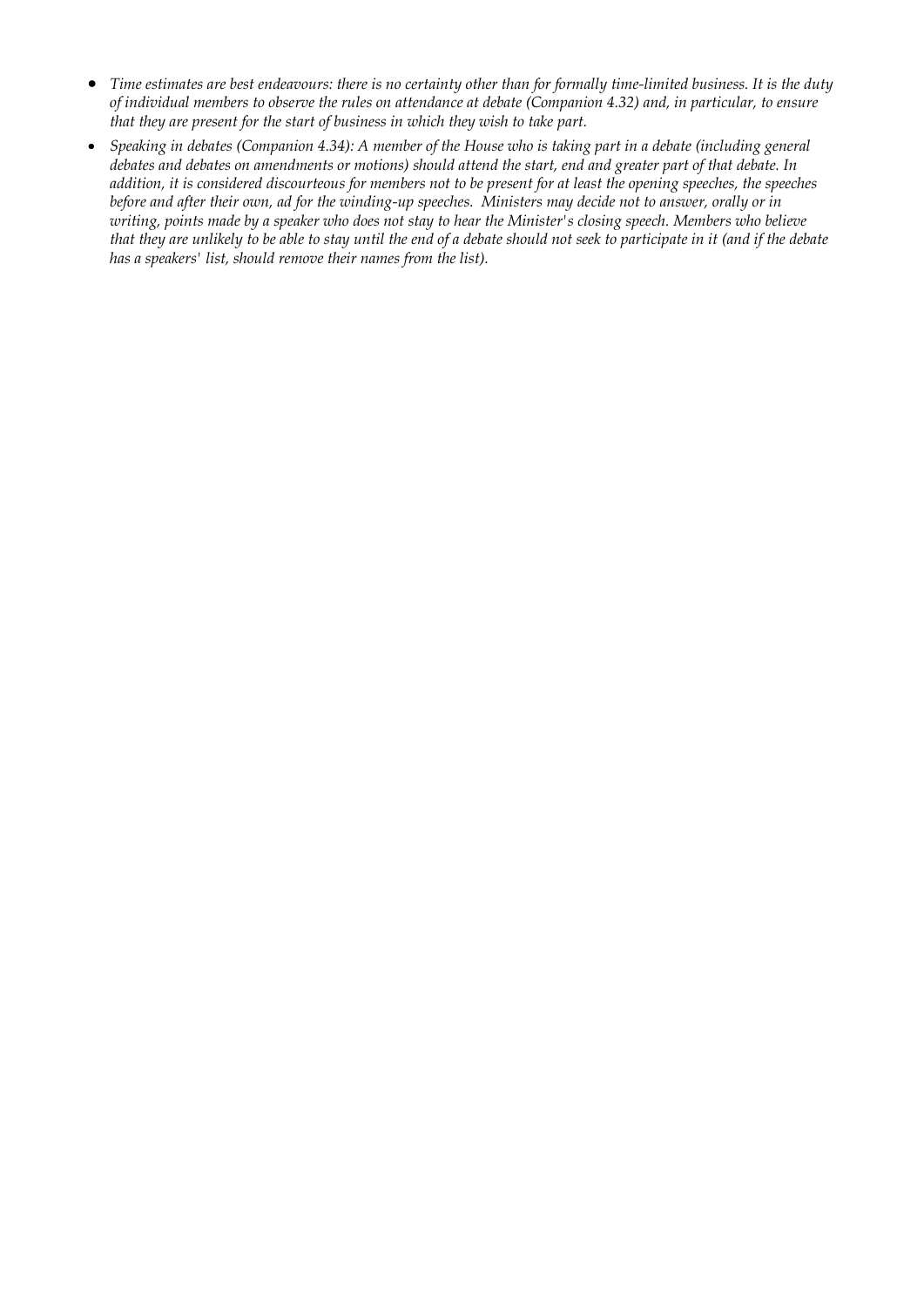- *Time estimates are best endeavours: there is no certainty other than for formally time-limited business. It is the duty of individual members to observe the rules on attendance at debate (Companion 4.32) and, in particular, to ensure that they are present for the start of business in which they wish to take part.*
- *Speaking in debates (Companion 4.34): A member of the House who is taking part in a debate (including general debates and debates on amendments or motions) should attend the start, end and greater part of that debate. In addition, it is considered discourteous for members not to be present for at least the opening speeches, the speeches before and after their own, ad for the winding-up speeches. Ministers may decide not to answer, orally or in writing, points made by a speaker who does not stay to hear the Minister's closing speech. Members who believe that they are unlikely to be able to stay until the end of a debate should not seek to participate in it (and if the debate has a speakers' list, should remove their names from the list).*